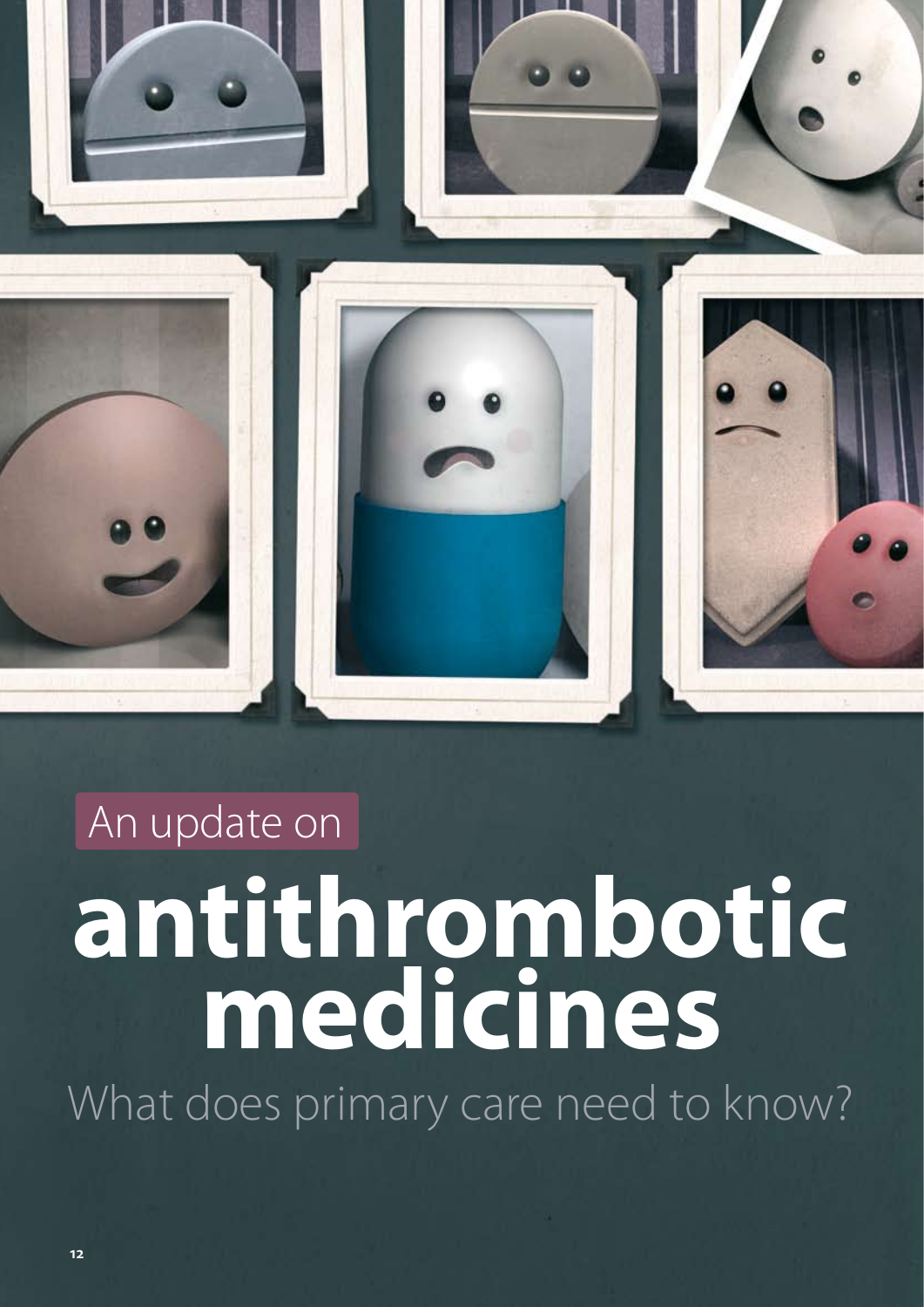An update on

# antithrombotic medicines

## What does primary care need to know?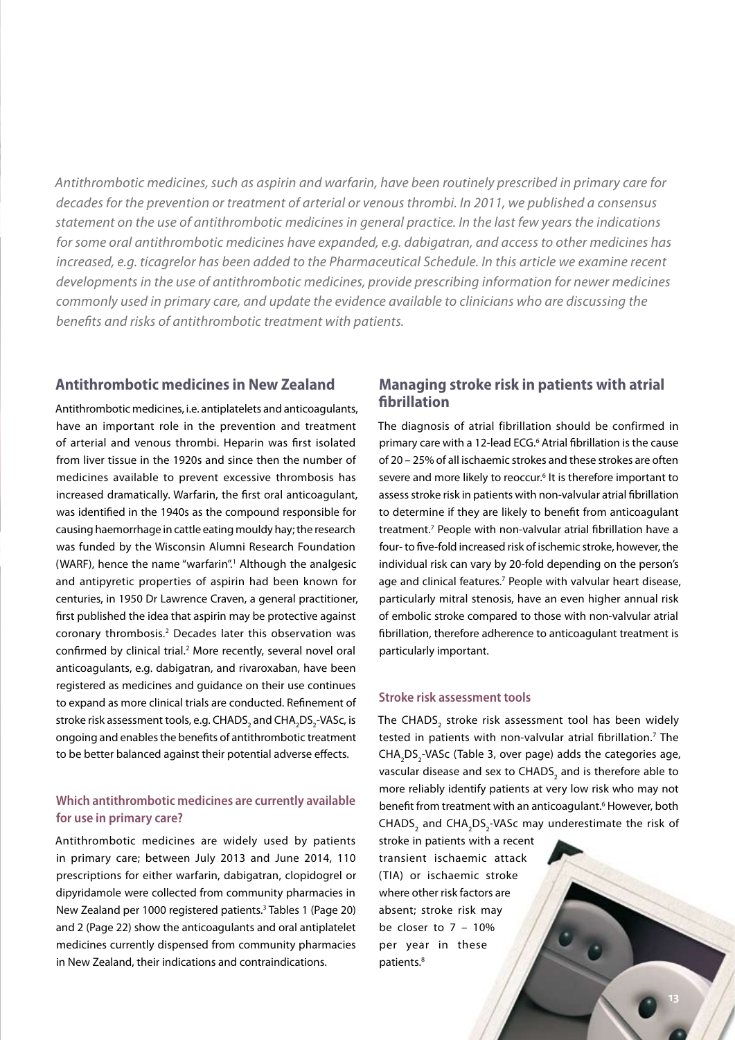*Antithrombotic medicines, such as aspirin and warfarin, have been routinely prescribed in primary care for decades for the prevention or treatment of arterial or venous thrombi. In 2011, we published a consensus statement on the use of antithrombotic medicines in general practice. In the last few years the indications for some oral antithrombotic medicines have expanded, e.g. dabigatran, and access to other medicines has increased, e.g. ticagrelor has been added to the Pharmaceutical Schedule. In this article we examine recent developments in the use of antithrombotic medicines, provide prescribing information for newer medicines commonly used in primary care, and update the evidence available to clinicians who are discussing the benefits and risks of antithrombotic treatment with patients.*

## Antithrombotic medicines in New Zealand

Antithrombotic medicines, i.e. antiplatelets and anticoagulants, have an important role in the prevention and treatment of arterial and venous thrombi. Heparin was first isolated from liver tissue in the 1920s and since then the number of medicines available to prevent excessive thrombosis has increased dramatically. Warfarin, the first oral anticoagulant, was identified in the 1940s as the compound responsible for causing haemorrhage in cattle eating mouldy hay; the research was funded by the Wisconsin Alumni Research Foundation (WARF), hence the name "warfarin".[1] Although the analgesic and antipyretic properties of aspirin had been known for centuries, in 1950 Dr Lawrence Craven, a general practitioner, first published the idea that aspirin may be protective against coronary thrombosis.[2] Decades later this observation was confirmed by clinical trial.[2] More recently, several novel oral anticoagulants, e.g. dabigatran, and rivaroxaban, have been registered as medicines and guidance on their use continues to expand as more clinical trials are conducted. Refinement of stroke risk assessment tools, e.g. $CHADS_2$ and $CHA_2DS_2$-VASc, is ongoing and enables the benefits of antithrombotic treatment to be better balanced against their potential adverse effects.

### Which antithrombotic medicines are currently available for use in primary care?

Antithrombotic medicines are widely used by patients in primary care; between July 2013 and June 2014, 110 prescriptions for either warfarin, dabigatran, clopidogrel or dipyridamole were collected from community pharmacies in New Zealand per 1000 registered patients.[3] Tables 1 (Page 20) and 2 (Page 22) show the anticoagulants and oral antiplatelet medicines currently dispensed from community pharmacies in New Zealand, their indications and contraindications.

## Managing stroke risk in patients with atrial fibrillation

The diagnosis of atrial fibrillation should be confirmed in primary care with a 12-lead ECG.[6] Atrial fibrillation is the cause of 20 – 25% of all ischaemic strokes and these strokes are often severe and more likely to reoccur.[6] It is therefore important to assess stroke risk in patients with non-valvular atrial fibrillation to determine if they are likely to benefit from anticoagulant treatment.[7] People with non-valvular atrial fibrillation have a four- to five-fold increased risk of ischemic stroke, however, the individual risk can vary by 20-fold depending on the person's age and clinical features.[7] People with valvular heart disease, particularly mitral stenosis, have an even higher annual risk of embolic stroke compared to those with non-valvular atrial fibrillation, therefore adherence to anticoagulant treatment is particularly important.

### Stroke risk assessment tools

The $CHADS_2$ stroke risk assessment tool has been widely tested in patients with non-valvular atrial fibrillation.[7] The $CHA_2DS_2$-VASc (Table 3, over page) adds the categories age, vascular disease and sex to $CHADS_2$ and is therefore able to more reliably identify patients at very low risk who may not benefit from treatment with an anticoagulant.[6] However, both $CHADS_2$ and $CHA_2DS_2$-VASc may underestimate the risk of stroke in patients with a recent transient ischaemic attack (TIA) or ischaemic stroke where other risk factors are absent; stroke risk may be closer to 7 – 10% per year in these patients.[8]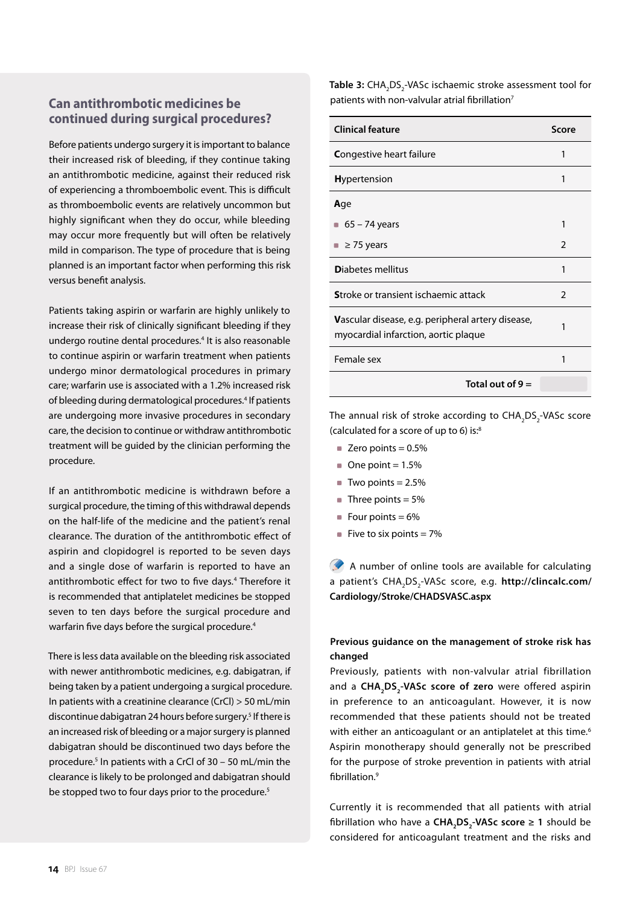## Can antithrombotic medicines be continued during surgical procedures?

Before patients undergo surgery it is important to balance their increased risk of bleeding, if they continue taking an antithrombotic medicine, against their reduced risk of experiencing a thromboembolic event. This is difficult as thromboembolic events are relatively uncommon but highly significant when they do occur, while bleeding may occur more frequently but will often be relatively mild in comparison. The type of procedure that is being planned is an important factor when performing this risk versus benefit analysis.

Patients taking aspirin or warfarin are highly unlikely to increase their risk of clinically significant bleeding if they undergo routine dental procedures.[4] It is also reasonable to continue aspirin or warfarin treatment when patients undergo minor dermatological procedures in primary care; warfarin use is associated with a 1.2% increased risk of bleeding during dermatological procedures.[4] If patients are undergoing more invasive procedures in secondary care, the decision to continue or withdraw antithrombotic treatment will be guided by the clinician performing the procedure.

If an antithrombotic medicine is withdrawn before a surgical procedure, the timing of this withdrawal depends on the half-life of the medicine and the patient's renal clearance. The duration of the antithrombotic effect of aspirin and clopidogrel is reported to be seven days and a single dose of warfarin is reported to have an antithrombotic effect for two to five days.[4] Therefore it is recommended that antiplatelet medicines be stopped seven to ten days before the surgical procedure and warfarin five days before the surgical procedure.[4]

There is less data available on the bleeding risk associated with newer antithrombotic medicines, e.g. dabigatran, if being taken by a patient undergoing a surgical procedure. In patients with a creatinine clearance (CrCl) > 50 mL/min discontinue dabigatran 24 hours before surgery.[5] If there is an increased risk of bleeding or a major surgery is planned dabigatran should be discontinued two days before the procedure.[5] In patients with a CrCl of 30 – 50 mL/min the clearance is likely to be prolonged and dabigatran should be stopped two to four days prior to the procedure.[5]

**Table 3:** $CHA_2DS_2$-VASc ischaemic stroke assessment tool for patients with non-valvular atrial fibrillation[7]

| Clinical feature | Score |
|---|---|
| **C**ongestive heart failure | 1 |
| **H**ypertension | 1 |
| **A**ge | |
| ▪ 65 – 74 years | 1 |
| ▪ ≥ 75 years | 2 |
| **D**iabetes mellitus | 1 |
| **S**troke or transient ischaemic attack | 2 |
| **V**ascular disease, e.g. peripheral artery disease, myocardial infarction, aortic plaque | 1 |
| Female sex | 1 |
| **Total out of 9 =** | |

The annual risk of stroke according to $CHA_2DS_2$-VASc score (calculated for a score of up to 6) is:[8]

- Zero points = 0.5%
- One point = 1.5%
- Two points = 2.5%
- Three points = 5%
- Four points = 6%
- Five to six points = 7%

A number of online tools are available for calculating a patient's $CHA_2DS_2$-VASc score, e.g. **http://clincalc.com/Cardiology/Stroke/CHADSVASC.aspx**

**Previous guidance on the management of stroke risk has changed**

Previously, patients with non-valvular atrial fibrillation and a **$CHA_2DS_2$-VASc score of zero** were offered aspirin in preference to an anticoagulant. However, it is now recommended that these patients should not be treated with either an anticoagulant or an antiplatelet at this time.[6] Aspirin monotherapy should generally not be prescribed for the purpose of stroke prevention in patients with atrial fibrillation.[9]

Currently it is recommended that all patients with atrial fibrillation who have a **$CHA_2DS_2$-VASc score ≥ 1** should be considered for anticoagulant treatment and the risks and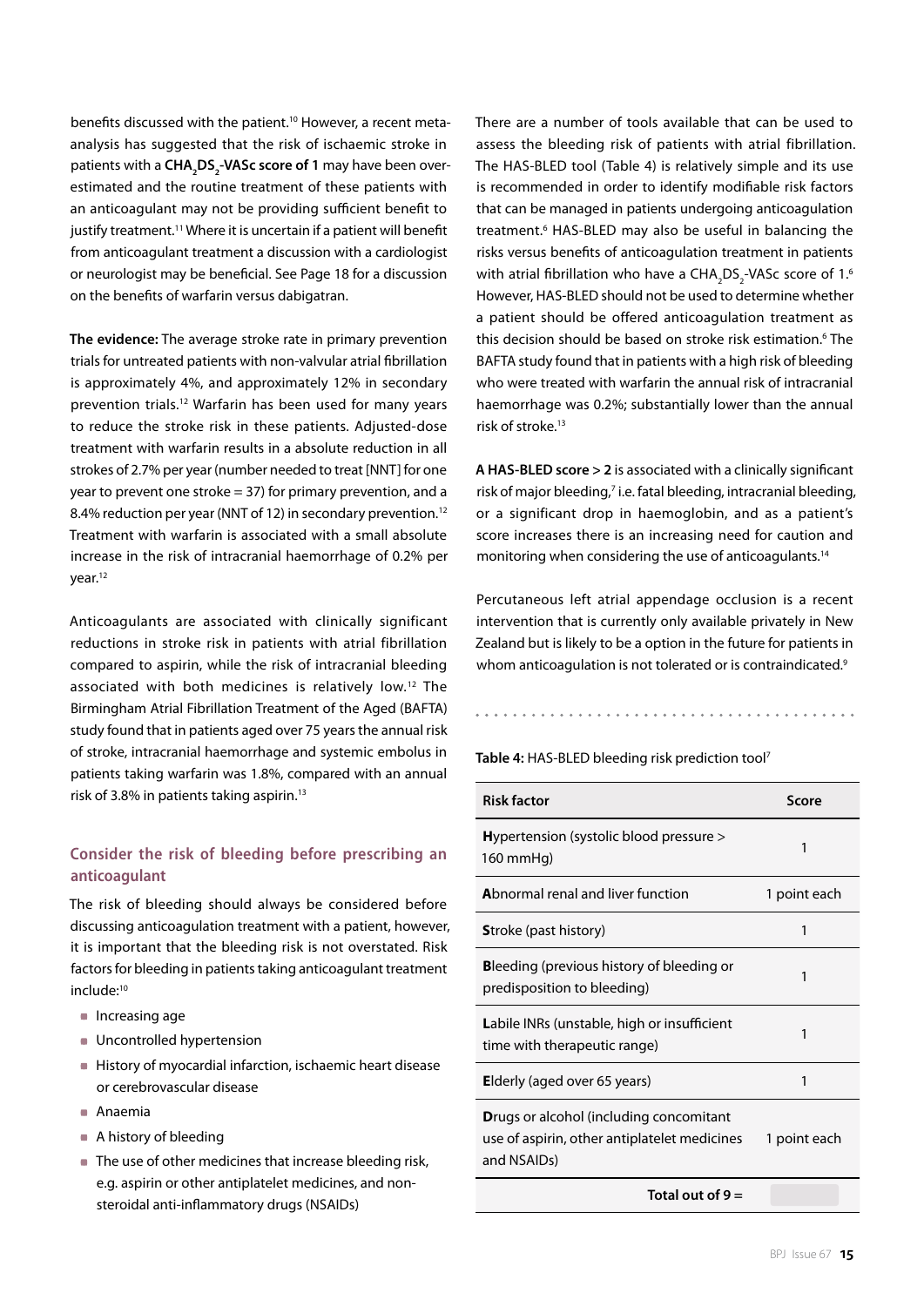benefits discussed with the patient.[10] However, a recent meta-analysis has suggested that the risk of ischaemic stroke in patients with a **$CHA_2DS_2$-VASc score of 1** may have been over-estimated and the routine treatment of these patients with an anticoagulant may not be providing sufficient benefit to justify treatment.[11] Where it is uncertain if a patient will benefit from anticoagulant treatment a discussion with a cardiologist or neurologist may be beneficial. See Page 18 for a discussion on the benefits of warfarin versus dabigatran.

**The evidence:** The average stroke rate in primary prevention trials for untreated patients with non-valvular atrial fibrillation is approximately 4%, and approximately 12% in secondary prevention trials.[12] Warfarin has been used for many years to reduce the stroke risk in these patients. Adjusted-dose treatment with warfarin results in a absolute reduction in all strokes of 2.7% per year (number needed to treat [NNT] for one year to prevent one stroke = 37) for primary prevention, and a 8.4% reduction per year (NNT of 12) in secondary prevention.[12] Treatment with warfarin is associated with a small absolute increase in the risk of intracranial haemorrhage of 0.2% per year.[12]

Anticoagulants are associated with clinically significant reductions in stroke risk in patients with atrial fibrillation compared to aspirin, while the risk of intracranial bleeding associated with both medicines is relatively low.[12] The Birmingham Atrial Fibrillation Treatment of the Aged (BAFTA) study found that in patients aged over 75 years the annual risk of stroke, intracranial haemorrhage and systemic embolus in patients taking warfarin was 1.8%, compared with an annual risk of 3.8% in patients taking aspirin.[13]

## Consider the risk of bleeding before prescribing an anticoagulant

The risk of bleeding should always be considered before discussing anticoagulation treatment with a patient, however, it is important that the bleeding risk is not overstated. Risk factors for bleeding in patients taking anticoagulant treatment include:[10]

- Increasing age
- Uncontrolled hypertension
- History of myocardial infarction, ischaemic heart disease or cerebrovascular disease
- Anaemia
- A history of bleeding
- The use of other medicines that increase bleeding risk, e.g. aspirin or other antiplatelet medicines, and non-steroidal anti-inflammatory drugs (NSAIDs)

There are a number of tools available that can be used to assess the bleeding risk of patients with atrial fibrillation. The HAS-BLED tool (Table 4) is relatively simple and its use is recommended in order to identify modifiable risk factors that can be managed in patients undergoing anticoagulation treatment.[6] HAS-BLED may also be useful in balancing the risks versus benefits of anticoagulation treatment in patients with atrial fibrillation who have a $CHA_2DS_2$-VASc score of 1.[6] However, HAS-BLED should not be used to determine whether a patient should be offered anticoagulation treatment as this decision should be based on stroke risk estimation.[6] The BAFTA study found that in patients with a high risk of bleeding who were treated with warfarin the annual risk of intracranial haemorrhage was 0.2%; substantially lower than the annual risk of stroke.[13]

**A HAS-BLED score > 2** is associated with a clinically significant risk of major bleeding,[7] i.e. fatal bleeding, intracranial bleeding, or a significant drop in haemoglobin, and as a patient's score increases there is an increasing need for caution and monitoring when considering the use of anticoagulants.[14]

Percutaneous left atrial appendage occlusion is a recent intervention that is currently only available privately in New Zealand but is likely to be a option in the future for patients in whom anticoagulation is not tolerated or is contraindicated.[9]

**Table 4:** HAS-BLED bleeding risk prediction tool[7]

| Risk factor | Score |
|---|---|
| **H**ypertension (systolic blood pressure > 160 mmHg) | 1 |
| **A**bnormal renal and liver function | 1 point each |
| **S**troke (past history) | 1 |
| **B**leeding (previous history of bleeding or predisposition to bleeding) | 1 |
| **L**abile INRs (unstable, high or insufficient time with therapeutic range) | 1 |
| **E**lderly (aged over 65 years) | 1 |
| **D**rugs or alcohol (including concomitant use of aspirin, other antiplatelet medicines and NSAIDs) | 1 point each |
| **Total out of 9 =** | |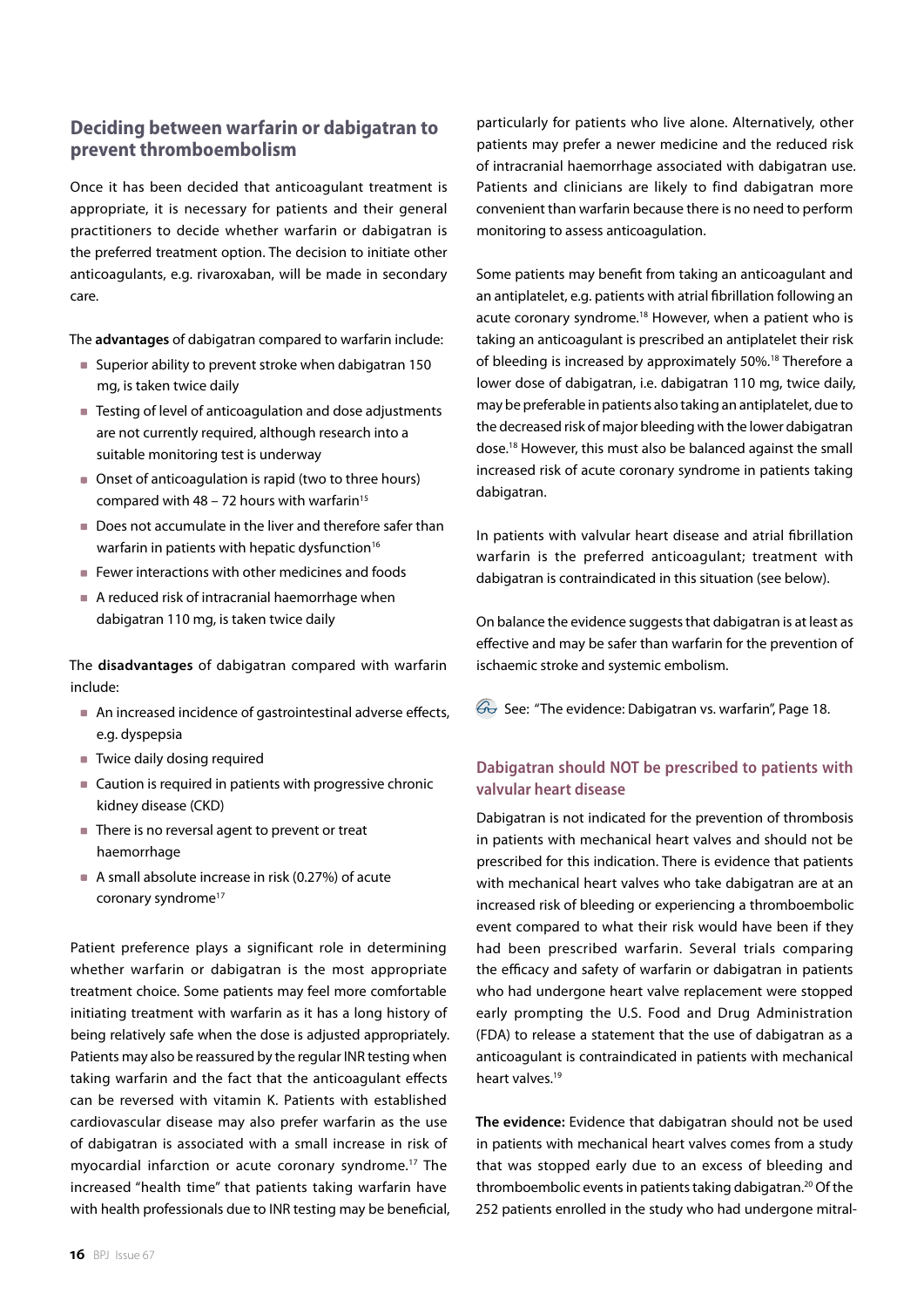## Deciding between warfarin or dabigatran to prevent thromboembolism

Once it has been decided that anticoagulant treatment is appropriate, it is necessary for patients and their general practitioners to decide whether warfarin or dabigatran is the preferred treatment option. The decision to initiate other anticoagulants, e.g. rivaroxaban, will be made in secondary care.

The **advantages** of dabigatran compared to warfarin include:

- Superior ability to prevent stroke when dabigatran 150 mg, is taken twice daily
- Testing of level of anticoagulation and dose adjustments are not currently required, although research into a suitable monitoring test is underway
- Onset of anticoagulation is rapid (two to three hours) compared with 48 – 72 hours with warfarin[15]
- Does not accumulate in the liver and therefore safer than warfarin in patients with hepatic dysfunction[16]
- Fewer interactions with other medicines and foods
- A reduced risk of intracranial haemorrhage when dabigatran 110 mg, is taken twice daily

The **disadvantages** of dabigatran compared with warfarin include:

- An increased incidence of gastrointestinal adverse effects, e.g. dyspepsia
- Twice daily dosing required
- Caution is required in patients with progressive chronic kidney disease (CKD)
- There is no reversal agent to prevent or treat haemorrhage
- A small absolute increase in risk (0.27%) of acute coronary syndrome[17]

Patient preference plays a significant role in determining whether warfarin or dabigatran is the most appropriate treatment choice. Some patients may feel more comfortable initiating treatment with warfarin as it has a long history of being relatively safe when the dose is adjusted appropriately. Patients may also be reassured by the regular INR testing when taking warfarin and the fact that the anticoagulant effects can be reversed with vitamin K. Patients with established cardiovascular disease may also prefer warfarin as the use of dabigatran is associated with a small increase in risk of myocardial infarction or acute coronary syndrome.[17] The increased "health time" that patients taking warfarin have with health professionals due to INR testing may be beneficial, particularly for patients who live alone. Alternatively, other patients may prefer a newer medicine and the reduced risk of intracranial haemorrhage associated with dabigatran use. Patients and clinicians are likely to find dabigatran more convenient than warfarin because there is no need to perform monitoring to assess anticoagulation.

Some patients may benefit from taking an anticoagulant and an antiplatelet, e.g. patients with atrial fibrillation following an acute coronary syndrome.[18] However, when a patient who is taking an anticoagulant is prescribed an antiplatelet their risk of bleeding is increased by approximately 50%.[18] Therefore a lower dose of dabigatran, i.e. dabigatran 110 mg, twice daily, may be preferable in patients also taking an antiplatelet, due to the decreased risk of major bleeding with the lower dabigatran dose.[18] However, this must also be balanced against the small increased risk of acute coronary syndrome in patients taking dabigatran.

In patients with valvular heart disease and atrial fibrillation warfarin is the preferred anticoagulant; treatment with dabigatran is contraindicated in this situation (see below).

On balance the evidence suggests that dabigatran is at least as effective and may be safer than warfarin for the prevention of ischaemic stroke and systemic embolism.

See: "The evidence: Dabigatran vs. warfarin", Page 18.

### Dabigatran should NOT be prescribed to patients with valvular heart disease

Dabigatran is not indicated for the prevention of thrombosis in patients with mechanical heart valves and should not be prescribed for this indication. There is evidence that patients with mechanical heart valves who take dabigatran are at an increased risk of bleeding or experiencing a thromboembolic event compared to what their risk would have been if they had been prescribed warfarin. Several trials comparing the efficacy and safety of warfarin or dabigatran in patients who had undergone heart valve replacement were stopped early prompting the U.S. Food and Drug Administration (FDA) to release a statement that the use of dabigatran as a anticoagulant is contraindicated in patients with mechanical heart valves.[19]

**The evidence:** Evidence that dabigatran should not be used in patients with mechanical heart valves comes from a study that was stopped early due to an excess of bleeding and thromboembolic events in patients taking dabigatran.[20] Of the 252 patients enrolled in the study who had undergone mitral-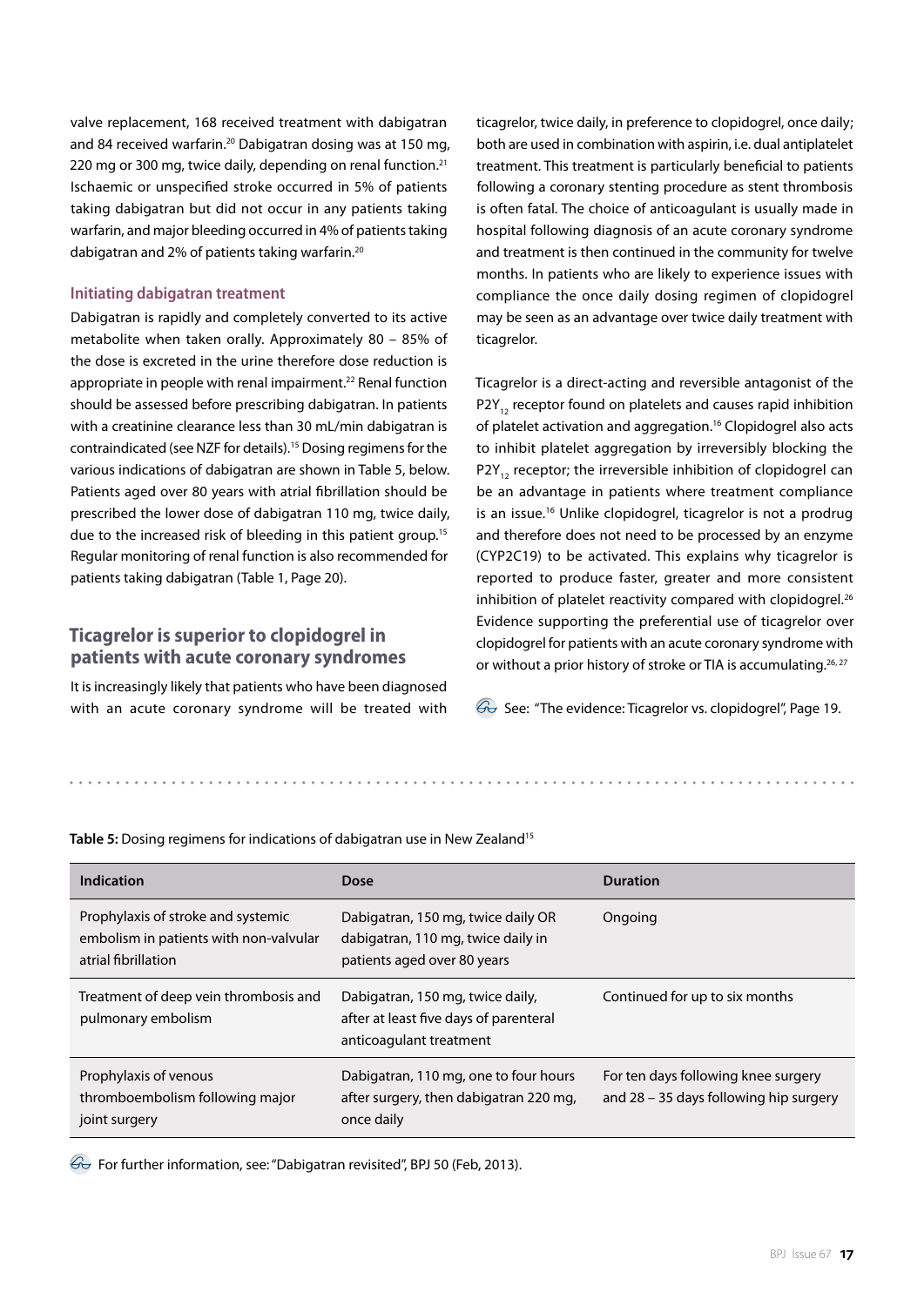valve replacement, 168 received treatment with dabigatran and 84 received warfarin.[20] Dabigatran dosing was at 150 mg, 220 mg or 300 mg, twice daily, depending on renal function.[21] Ischaemic or unspecified stroke occurred in 5% of patients taking dabigatran but did not occur in any patients taking warfarin, and major bleeding occurred in 4% of patients taking dabigatran and 2% of patients taking warfarin.[20]

### Initiating dabigatran treatment

Dabigatran is rapidly and completely converted to its active metabolite when taken orally. Approximately 80 – 85% of the dose is excreted in the urine therefore dose reduction is appropriate in people with renal impairment.[22] Renal function should be assessed before prescribing dabigatran. In patients with a creatinine clearance less than 30 mL/min dabigatran is contraindicated (see NZF for details).[15] Dosing regimens for the various indications of dabigatran are shown in Table 5, below. Patients aged over 80 years with atrial fibrillation should be prescribed the lower dose of dabigatran 110 mg, twice daily, due to the increased risk of bleeding in this patient group.[15] Regular monitoring of renal function is also recommended for patients taking dabigatran (Table 1, Page 20).

## Ticagrelor is superior to clopidogrel in patients with acute coronary syndromes

It is increasingly likely that patients who have been diagnosed with an acute coronary syndrome will be treated with ticagrelor, twice daily, in preference to clopidogrel, once daily; both are used in combination with aspirin, i.e. dual antiplatelet treatment. This treatment is particularly beneficial to patients following a coronary stenting procedure as stent thrombosis is often fatal. The choice of anticoagulant is usually made in hospital following diagnosis of an acute coronary syndrome and treatment is then continued in the community for twelve months. In patients who are likely to experience issues with compliance the once daily dosing regimen of clopidogrel may be seen as an advantage over twice daily treatment with ticagrelor.

Ticagrelor is a direct-acting and reversible antagonist of the $P2Y_{12}$ receptor found on platelets and causes rapid inhibition of platelet activation and aggregation.[16] Clopidogrel also acts to inhibit platelet aggregation by irreversibly blocking the $P2Y_{12}$ receptor; the irreversible inhibition of clopidogrel can be an advantage in patients where treatment compliance is an issue.[16] Unlike clopidogrel, ticagrelor is not a prodrug and therefore does not need to be processed by an enzyme (CYP2C19) to be activated. This explains why ticagrelor is reported to produce faster, greater and more consistent inhibition of platelet reactivity compared with clopidogrel.[26] Evidence supporting the preferential use of ticagrelor over clopidogrel for patients with an acute coronary syndrome with or without a prior history of stroke or TIA is accumulating.[26, 27]

See: "The evidence: Ticagrelor vs. clopidogrel", Page 19.

**Table 5:** Dosing regimens for indications of dabigatran use in New Zealand[15]

| Indication | Dose | Duration |
|---|---|---|
| Prophylaxis of stroke and systemic embolism in patients with non-valvular atrial fibrillation | Dabigatran, 150 mg, twice daily OR dabigatran, 110 mg, twice daily in patients aged over 80 years | Ongoing |
| Treatment of deep vein thrombosis and pulmonary embolism | Dabigatran, 150 mg, twice daily, after at least five days of parenteral anticoagulant treatment | Continued for up to six months |
| Prophylaxis of venous thromboembolism following major joint surgery | Dabigatran, 110 mg, one to four hours after surgery, then dabigatran 220 mg, once daily | For ten days following knee surgery and 28 – 35 days following hip surgery |

For further information, see: "Dabigatran revisited", BPJ 50 (Feb, 2013).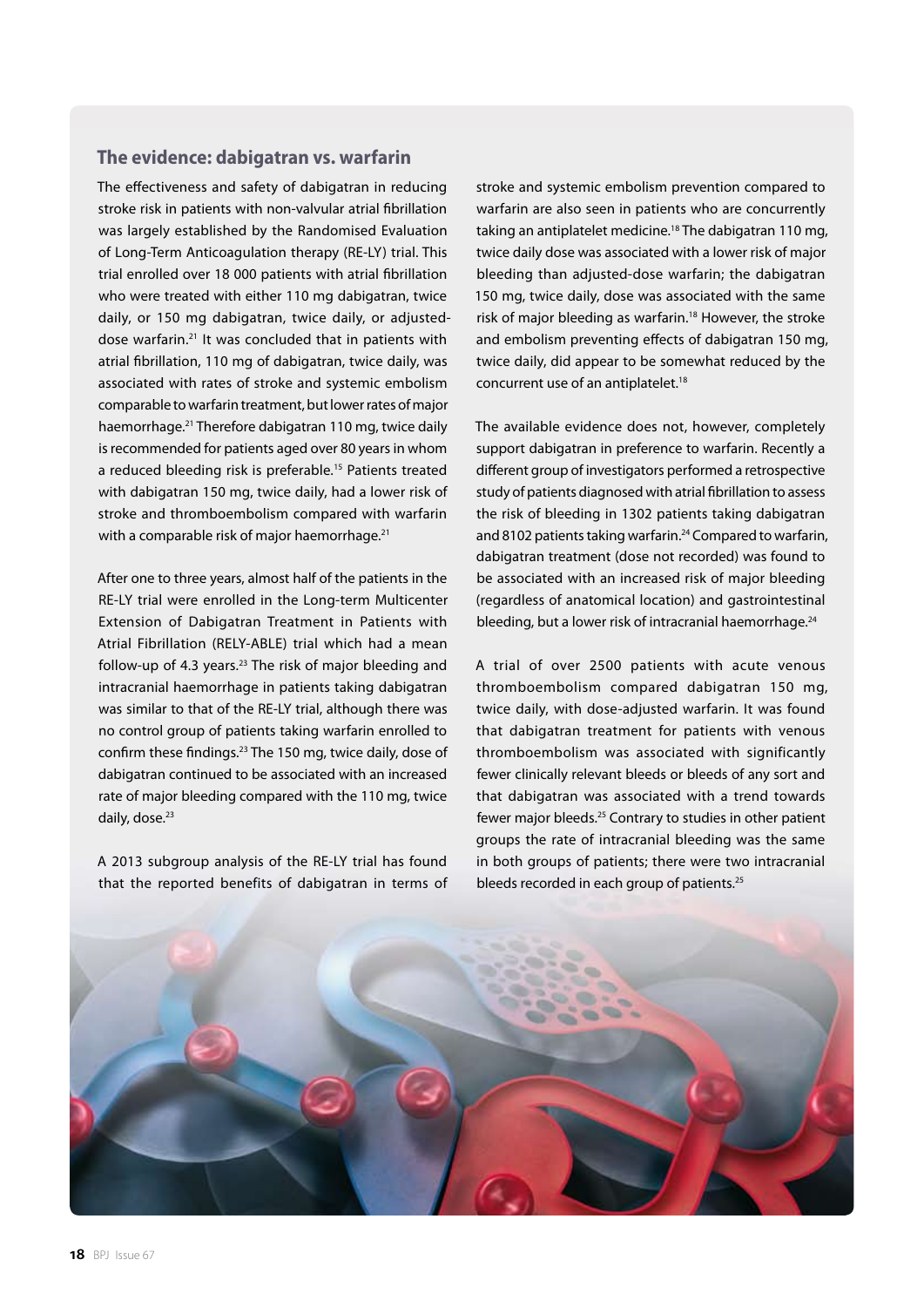## The evidence: dabigatran vs. warfarin

The effectiveness and safety of dabigatran in reducing stroke risk in patients with non-valvular atrial fibrillation was largely established by the Randomised Evaluation of Long-Term Anticoagulation therapy (RE-LY) trial. This trial enrolled over 18 000 patients with atrial fibrillation who were treated with either 110 mg dabigatran, twice daily, or 150 mg dabigatran, twice daily, or adjusted-dose warfarin.[21] It was concluded that in patients with atrial fibrillation, 110 mg of dabigatran, twice daily, was associated with rates of stroke and systemic embolism comparable to warfarin treatment, but lower rates of major haemorrhage.[21] Therefore dabigatran 110 mg, twice daily is recommended for patients aged over 80 years in whom a reduced bleeding risk is preferable.[15] Patients treated with dabigatran 150 mg, twice daily, had a lower risk of stroke and thromboembolism compared with warfarin with a comparable risk of major haemorrhage.[21]

After one to three years, almost half of the patients in the RE-LY trial were enrolled in the Long-term Multicenter Extension of Dabigatran Treatment in Patients with Atrial Fibrillation (RELY-ABLE) trial which had a mean follow-up of 4.3 years.[23] The risk of major bleeding and intracranial haemorrhage in patients taking dabigatran was similar to that of the RE-LY trial, although there was no control group of patients taking warfarin enrolled to confirm these findings.[23] The 150 mg, twice daily, dose of dabigatran continued to be associated with an increased rate of major bleeding compared with the 110 mg, twice daily, dose.[23]

A 2013 subgroup analysis of the RE-LY trial has found that the reported benefits of dabigatran in terms of stroke and systemic embolism prevention compared to warfarin are also seen in patients who are concurrently taking an antiplatelet medicine.[18] The dabigatran 110 mg, twice daily dose was associated with a lower risk of major bleeding than adjusted-dose warfarin; the dabigatran 150 mg, twice daily, dose was associated with the same risk of major bleeding as warfarin.[18] However, the stroke and embolism preventing effects of dabigatran 150 mg, twice daily, did appear to be somewhat reduced by the concurrent use of an antiplatelet.[18]

The available evidence does not, however, completely support dabigatran in preference to warfarin. Recently a different group of investigators performed a retrospective study of patients diagnosed with atrial fibrillation to assess the risk of bleeding in 1302 patients taking dabigatran and 8102 patients taking warfarin.[24] Compared to warfarin, dabigatran treatment (dose not recorded) was found to be associated with an increased risk of major bleeding (regardless of anatomical location) and gastrointestinal bleeding, but a lower risk of intracranial haemorrhage.[24]

A trial of over 2500 patients with acute venous thromboembolism compared dabigatran 150 mg, twice daily, with dose-adjusted warfarin. It was found that dabigatran treatment for patients with venous thromboembolism was associated with significantly fewer clinically relevant bleeds or bleeds of any sort and that dabigatran was associated with a trend towards fewer major bleeds.[25] Contrary to studies in other patient groups the rate of intracranial bleeding was the same in both groups of patients; there were two intracranial bleeds recorded in each group of patients.[25]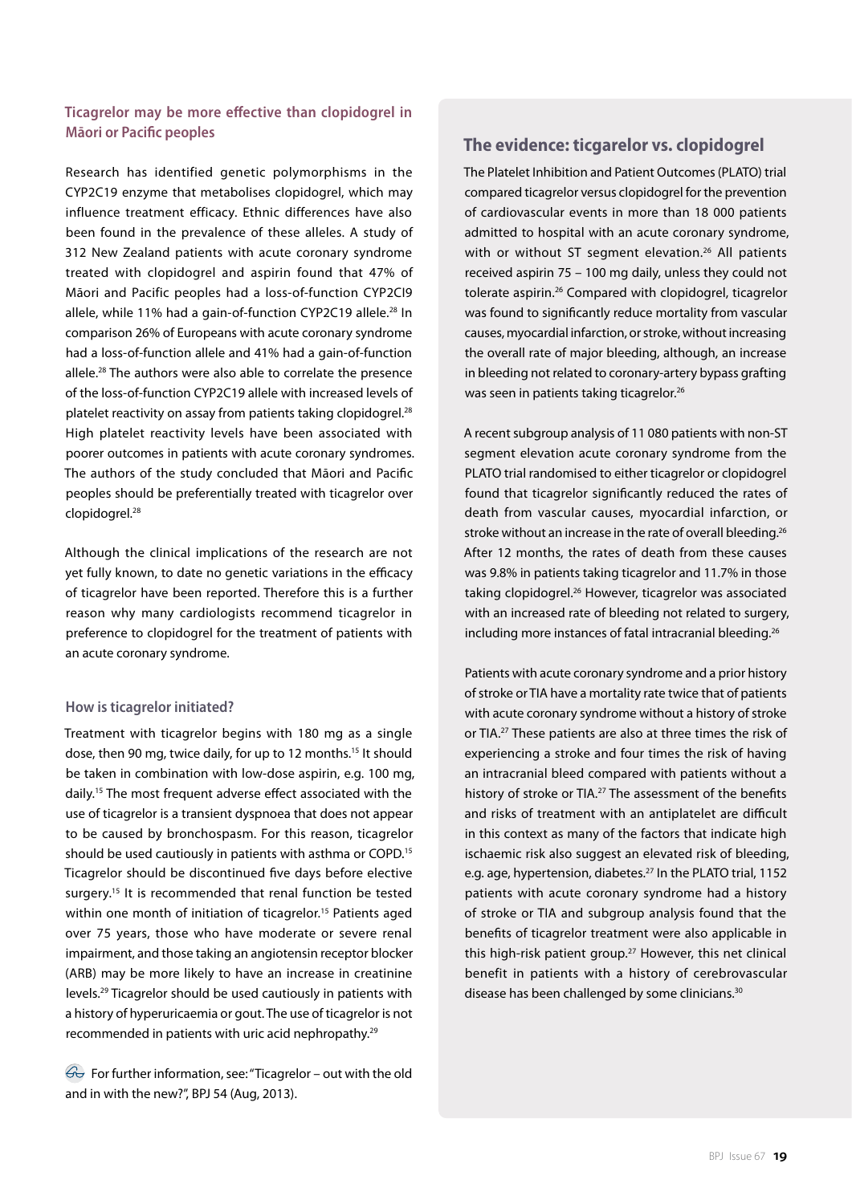### Ticagrelor may be more effective than clopidogrel in Māori or Pacific peoples

Research has identified genetic polymorphisms in the CYP2C19 enzyme that metabolises clopidogrel, which may influence treatment efficacy. Ethnic differences have also been found in the prevalence of these alleles. A study of 312 New Zealand patients with acute coronary syndrome treated with clopidogrel and aspirin found that 47% of Māori and Pacific peoples had a loss-of-function CYP2CI9 allele, while 11% had a gain-of-function CYP2C19 allele.[28] In comparison 26% of Europeans with acute coronary syndrome had a loss-of-function allele and 41% had a gain-of-function allele.[28] The authors were also able to correlate the presence of the loss-of-function CYP2C19 allele with increased levels of platelet reactivity on assay from patients taking clopidogrel.[28] High platelet reactivity levels have been associated with poorer outcomes in patients with acute coronary syndromes. The authors of the study concluded that Māori and Pacific peoples should be preferentially treated with ticagrelor over clopidogrel.[28]

Although the clinical implications of the research are not yet fully known, to date no genetic variations in the efficacy of ticagrelor have been reported. Therefore this is a further reason why many cardiologists recommend ticagrelor in preference to clopidogrel for the treatment of patients with an acute coronary syndrome.

### How is ticagrelor initiated?

Treatment with ticagrelor begins with 180 mg as a single dose, then 90 mg, twice daily, for up to 12 months.[15] It should be taken in combination with low-dose aspirin, e.g. 100 mg, daily.[15] The most frequent adverse effect associated with the use of ticagrelor is a transient dyspnoea that does not appear to be caused by bronchospasm. For this reason, ticagrelor should be used cautiously in patients with asthma or COPD.[15] Ticagrelor should be discontinued five days before elective surgery.[15] It is recommended that renal function be tested within one month of initiation of ticagrelor.[15] Patients aged over 75 years, those who have moderate or severe renal impairment, and those taking an angiotensin receptor blocker (ARB) may be more likely to have an increase in creatinine levels.[29] Ticagrelor should be used cautiously in patients with a history of hyperuricaemia or gout. The use of ticagrelor is not recommended in patients with uric acid nephropathy.[29]

For further information, see: "Ticagrelor – out with the old and in with the new?", BPJ 54 (Aug, 2013).

## The evidence: ticgarelor vs. clopidogrel

The Platelet Inhibition and Patient Outcomes (PLATO) trial compared ticagrelor versus clopidogrel for the prevention of cardiovascular events in more than 18 000 patients admitted to hospital with an acute coronary syndrome, with or without ST segment elevation.[26] All patients received aspirin 75 – 100 mg daily, unless they could not tolerate aspirin.[26] Compared with clopidogrel, ticagrelor was found to significantly reduce mortality from vascular causes, myocardial infarction, or stroke, without increasing the overall rate of major bleeding, although, an increase in bleeding not related to coronary-artery bypass grafting was seen in patients taking ticagrelor.[26]

A recent subgroup analysis of 11 080 patients with non-ST segment elevation acute coronary syndrome from the PLATO trial randomised to either ticagrelor or clopidogrel found that ticagrelor significantly reduced the rates of death from vascular causes, myocardial infarction, or stroke without an increase in the rate of overall bleeding.[26] After 12 months, the rates of death from these causes was 9.8% in patients taking ticagrelor and 11.7% in those taking clopidogrel.[26] However, ticagrelor was associated with an increased rate of bleeding not related to surgery, including more instances of fatal intracranial bleeding.[26]

Patients with acute coronary syndrome and a prior history of stroke or TIA have a mortality rate twice that of patients with acute coronary syndrome without a history of stroke or TIA.[27] These patients are also at three times the risk of experiencing a stroke and four times the risk of having an intracranial bleed compared with patients without a history of stroke or TIA.[27] The assessment of the benefits and risks of treatment with an antiplatelet are difficult in this context as many of the factors that indicate high ischaemic risk also suggest an elevated risk of bleeding, e.g. age, hypertension, diabetes.[27] In the PLATO trial, 1152 patients with acute coronary syndrome had a history of stroke or TIA and subgroup analysis found that the benefits of ticagrelor treatment were also applicable in this high-risk patient group.[27] However, this net clinical benefit in patients with a history of cerebrovascular disease has been challenged by some clinicians.[30]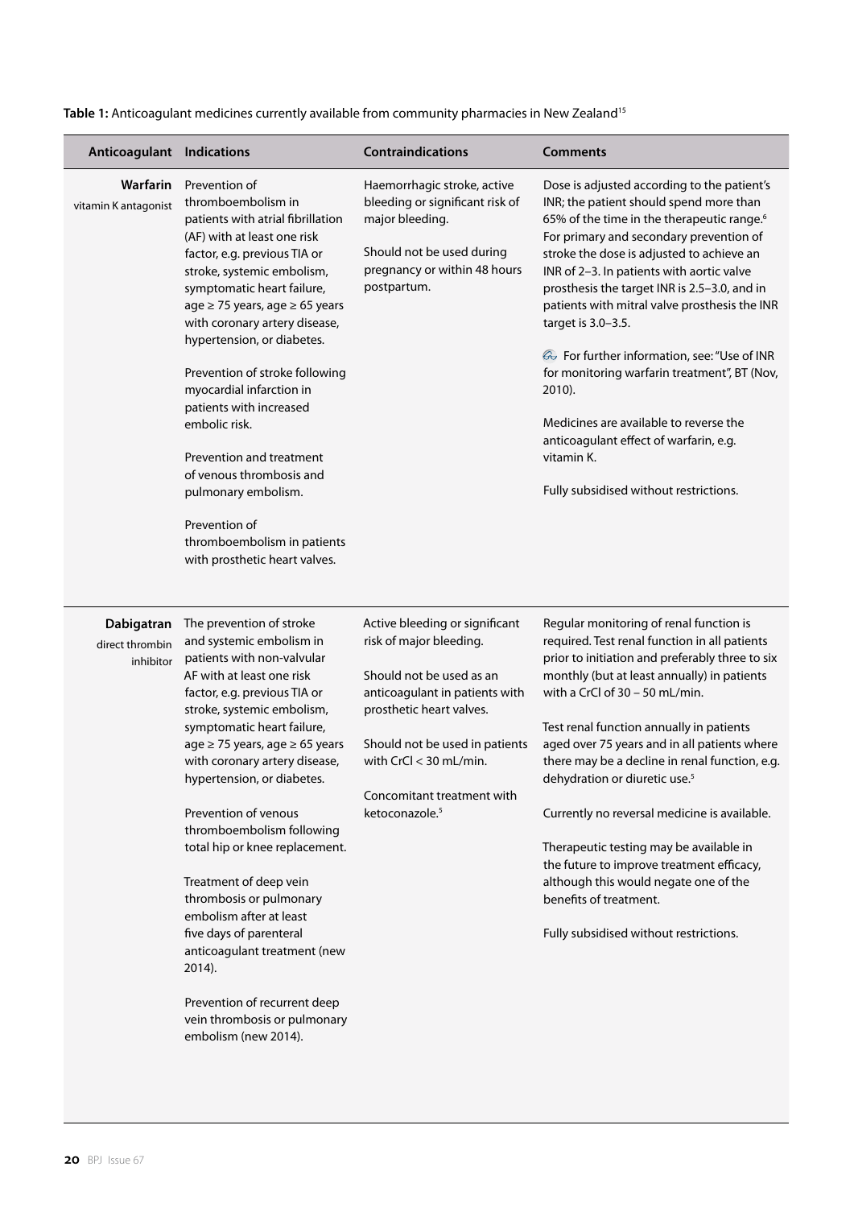**Table 1:** Anticoagulant medicines currently available from community pharmacies in New Zealand[15]

| Anticoagulant | Indications | Contraindications | Comments |
|---|---|---|---|
| **Warfarin** vitamin K antagonist | Prevention of thromboembolism in patients with atrial fibrillation (AF) with at least one risk factor, e.g. previous TIA or stroke, systemic embolism, symptomatic heart failure, age ≥ 75 years, age ≥ 65 years with coronary artery disease, hypertension, or diabetes.<br><br>Prevention of stroke following myocardial infarction in patients with increased embolic risk.<br><br>Prevention and treatment of venous thrombosis and pulmonary embolism.<br><br>Prevention of thromboembolism in patients with prosthetic heart valves. | Haemorrhagic stroke, active bleeding or significant risk of major bleeding.<br><br>Should not be used during pregnancy or within 48 hours postpartum. | Dose is adjusted according to the patient's INR; the patient should spend more than 65% of the time in the therapeutic range.[6] For primary and secondary prevention of stroke the dose is adjusted to achieve an INR of 2–3. In patients with aortic valve prosthesis the target INR is 2.5–3.0, and in patients with mitral valve prosthesis the INR target is 3.0–3.5.<br><br>For further information, see: "Use of INR for monitoring warfarin treatment", BT (Nov, 2010).<br><br>Medicines are available to reverse the anticoagulant effect of warfarin, e.g. vitamin K.<br><br>Fully subsidised without restrictions. |
| **Dabigatran** direct thrombin inhibitor | The prevention of stroke and systemic embolism in patients with non-valvular AF with at least one risk factor, e.g. previous TIA or stroke, systemic embolism, symptomatic heart failure, age ≥ 75 years, age ≥ 65 years with coronary artery disease, hypertension, or diabetes.<br><br>Prevention of venous thromboembolism following total hip or knee replacement.<br><br>Treatment of deep vein thrombosis or pulmonary embolism after at least five days of parenteral anticoagulant treatment (new 2014).<br><br>Prevention of recurrent deep vein thrombosis or pulmonary embolism (new 2014). | Active bleeding or significant risk of major bleeding.<br><br>Should not be used as an anticoagulant in patients with prosthetic heart valves.<br><br>Should not be used in patients with CrCl < 30 mL/min.<br><br>Concomitant treatment with ketoconazole.[5] | Regular monitoring of renal function is required. Test renal function in all patients prior to initiation and preferably three to six monthly (but at least annually) in patients with a CrCl of 30 – 50 mL/min.<br><br>Test renal function annually in patients aged over 75 years and in all patients where there may be a decline in renal function, e.g. dehydration or diuretic use.[5]<br><br>Currently no reversal medicine is available.<br><br>Therapeutic testing may be available in the future to improve treatment efficacy, although this would negate one of the benefits of treatment.<br><br>Fully subsidised without restrictions. |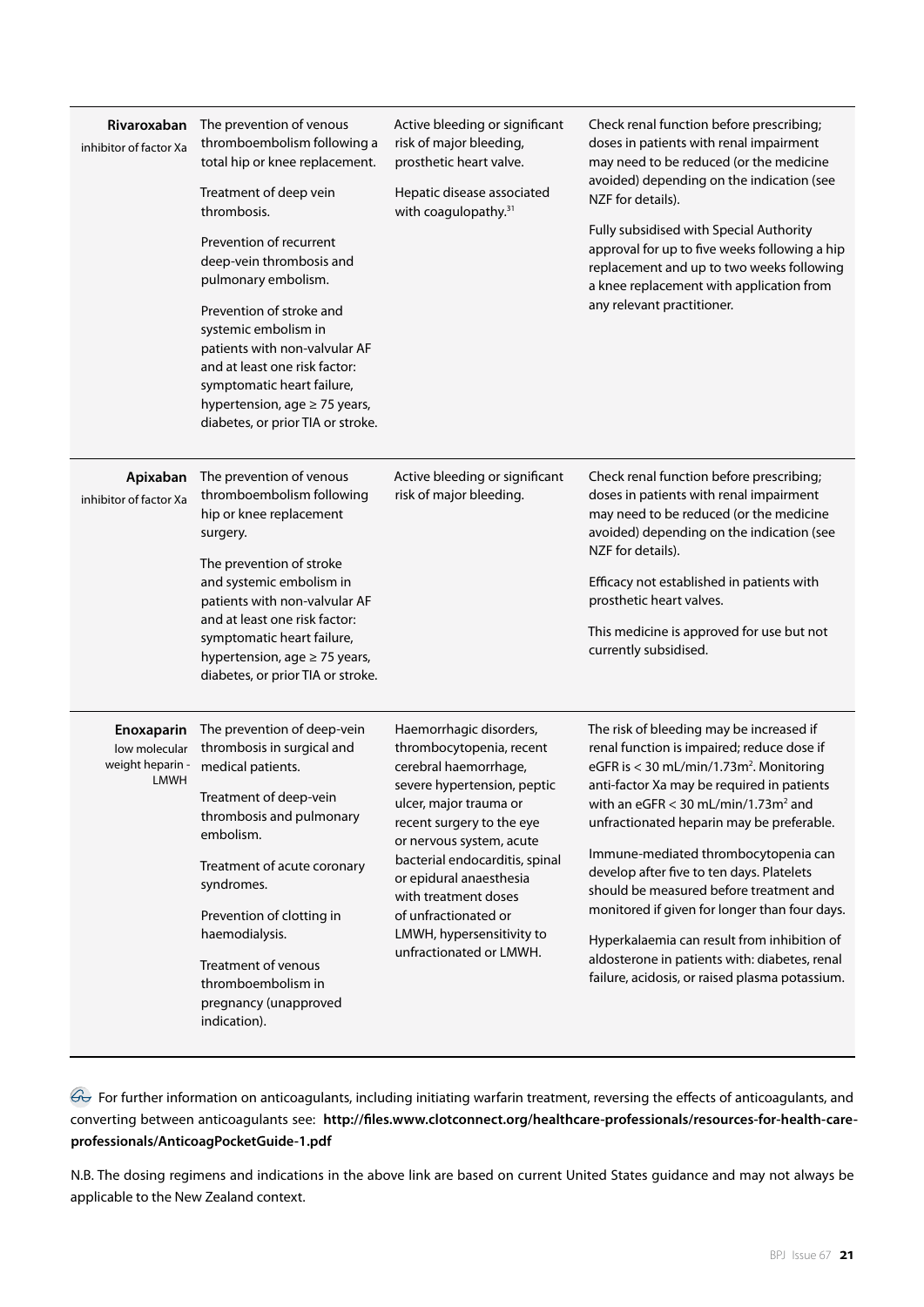| | | | |
|---|---|---|---|
| **Rivaroxaban** inhibitor of factor Xa | The prevention of venous thromboembolism following a total hip or knee replacement.<br><br>Treatment of deep vein thrombosis.<br><br>Prevention of recurrent deep-vein thrombosis and pulmonary embolism.<br><br>Prevention of stroke and systemic embolism in patients with non-valvular AF and at least one risk factor: symptomatic heart failure, hypertension, age ≥ 75 years, diabetes, or prior TIA or stroke. | Active bleeding or significant risk of major bleeding, prosthetic heart valve.<br><br>Hepatic disease associated with coagulopathy.[31] | Check renal function before prescribing; doses in patients with renal impairment may need to be reduced (or the medicine avoided) depending on the indication (see NZF for details).<br><br>Fully subsidised with Special Authority approval for up to five weeks following a hip replacement and up to two weeks following a knee replacement with application from any relevant practitioner. |
| **Apixaban** inhibitor of factor Xa | The prevention of venous thromboembolism following hip or knee replacement surgery.<br><br>The prevention of stroke and systemic embolism in patients with non-valvular AF and at least one risk factor: symptomatic heart failure, hypertension, age ≥ 75 years, diabetes, or prior TIA or stroke. | Active bleeding or significant risk of major bleeding. | Check renal function before prescribing; doses in patients with renal impairment may need to be reduced (or the medicine avoided) depending on the indication (see NZF for details).<br><br>Efficacy not established in patients with prosthetic heart valves.<br><br>This medicine is approved for use but not currently subsidised. |
| **Enoxaparin** low molecular weight heparin - LMWH | The prevention of deep-vein thrombosis in surgical and medical patients.<br><br>Treatment of deep-vein thrombosis and pulmonary embolism.<br><br>Treatment of acute coronary syndromes.<br><br>Prevention of clotting in haemodialysis.<br><br>Treatment of venous thromboembolism in pregnancy (unapproved indication). | Haemorrhagic disorders, thrombocytopenia, recent cerebral haemorrhage, severe hypertension, peptic ulcer, major trauma or recent surgery to the eye or nervous system, acute bacterial endocarditis, spinal or epidural anaesthesia with treatment doses of unfractionated or LMWH, hypersensitivity to unfractionated or LMWH. | The risk of bleeding may be increased if renal function is impaired; reduce dose if eGFR is < 30 mL/min/1.73m$^2$. Monitoring anti-factor Xa may be required in patients with an eGFR < 30 mL/min/1.73m$^2$ and unfractionated heparin may be preferable.<br><br>Immune-mediated thrombocytopenia can develop after five to ten days. Platelets should be measured before treatment and monitored if given for longer than four days.<br><br>Hyperkalaemia can result from inhibition of aldosterone in patients with: diabetes, renal failure, acidosis, or raised plasma potassium. |

For further information on anticoagulants, including initiating warfarin treatment, reversing the effects of anticoagulants, and converting between anticoagulants see: **http://files.www.clotconnect.org/healthcare-professionals/resources-for-health-care-professionals/AnticoagPocketGuide-1.pdf**

N.B. The dosing regimens and indications in the above link are based on current United States guidance and may not always be applicable to the New Zealand context.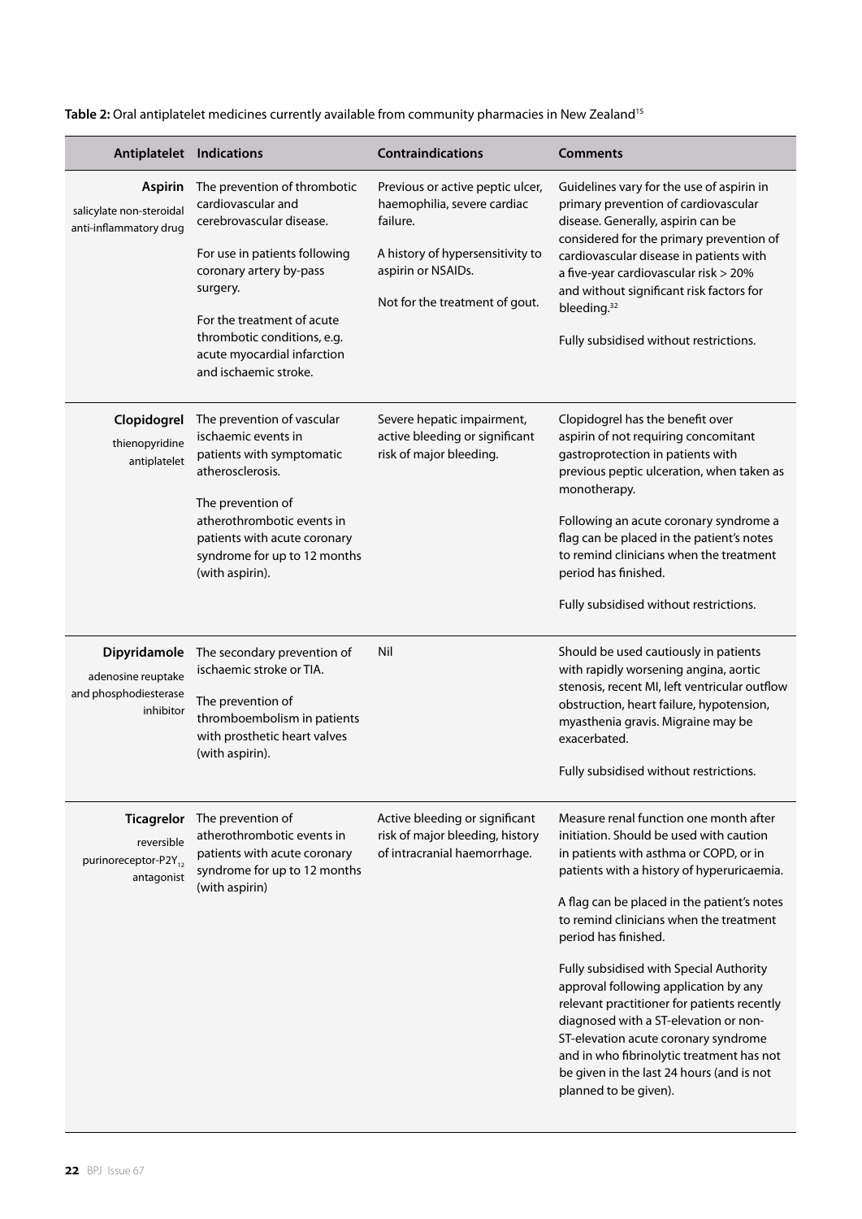**Table 2:** Oral antiplatelet medicines currently available from community pharmacies in New Zealand[15]

| Antiplatelet | Indications | Contraindications | Comments |
|---|---|---|---|
| **Aspirin** salicylate non-steroidal anti-inflammatory drug | The prevention of thrombotic cardiovascular and cerebrovascular disease.<br><br>For use in patients following coronary artery by-pass surgery.<br><br>For the treatment of acute thrombotic conditions, e.g. acute myocardial infarction and ischaemic stroke. | Previous or active peptic ulcer, haemophilia, severe cardiac failure.<br><br>A history of hypersensitivity to aspirin or NSAIDs.<br><br>Not for the treatment of gout. | Guidelines vary for the use of aspirin in primary prevention of cardiovascular disease. Generally, aspirin can be considered for the primary prevention of cardiovascular disease in patients with a five-year cardiovascular risk > 20% and without significant risk factors for bleeding.[32]<br><br>Fully subsidised without restrictions. |
| **Clopidogrel** thienopyridine antiplatelet | The prevention of vascular ischaemic events in patients with symptomatic atherosclerosis.<br><br>The prevention of atherothrombotic events in patients with acute coronary syndrome for up to 12 months (with aspirin). | Severe hepatic impairment, active bleeding or significant risk of major bleeding. | Clopidogrel has the benefit over aspirin of not requiring concomitant gastroprotection in patients with previous peptic ulceration, when taken as monotherapy.<br><br>Following an acute coronary syndrome a flag can be placed in the patient's notes to remind clinicians when the treatment period has finished.<br><br>Fully subsidised without restrictions. |
| **Dipyridamole** adenosine reuptake and phosphodiesterase inhibitor | The secondary prevention of ischaemic stroke or TIA.<br><br>The prevention of thromboembolism in patients with prosthetic heart valves (with aspirin). | Nil | Should be used cautiously in patients with rapidly worsening angina, aortic stenosis, recent MI, left ventricular outflow obstruction, heart failure, hypotension, myasthenia gravis. Migraine may be exacerbated.<br><br>Fully subsidised without restrictions. |
| **Ticagrelor** reversible purinoreceptor-$P2Y_{12}$ antagonist | The prevention of atherothrombotic events in patients with acute coronary syndrome for up to 12 months (with aspirin) | Active bleeding or significant risk of major bleeding, history of intracranial haemorrhage. | Measure renal function one month after initiation. Should be used with caution in patients with asthma or COPD, or in patients with a history of hyperuricaemia.<br><br>A flag can be placed in the patient's notes to remind clinicians when the treatment period has finished.<br><br>Fully subsidised with Special Authority approval following application by any relevant practitioner for patients recently diagnosed with a ST-elevation or non-ST-elevation acute coronary syndrome and in who fibrinolytic treatment has not be given in the last 24 hours (and is not planned to be given). |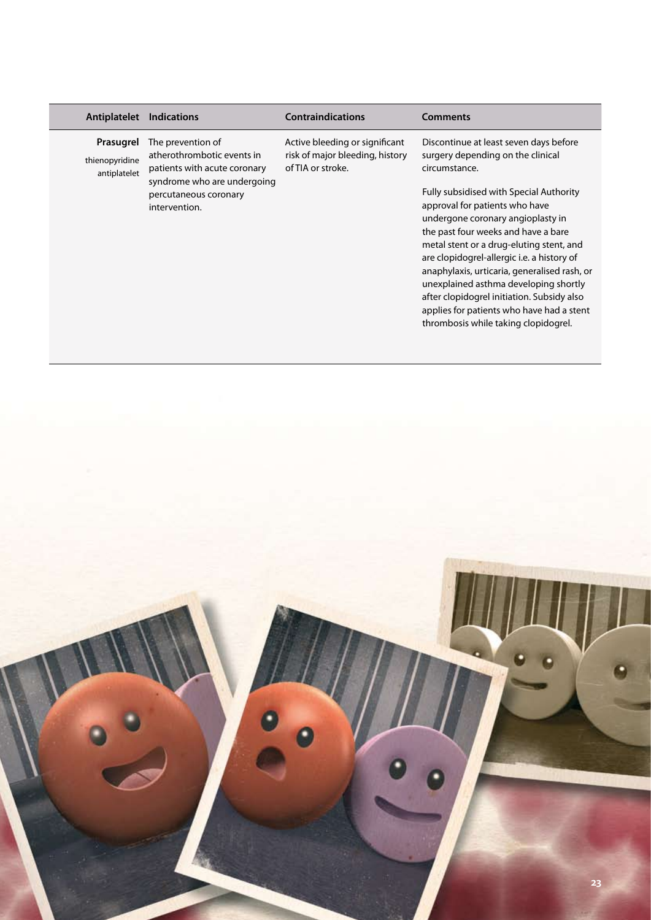| Antiplatelet | Indications | Contraindications | Comments |
| --- | --- | --- | --- |
| **Prasugrel** thienopyridine antiplatelet | The prevention of atherothrombotic events in patients with acute coronary syndrome who are undergoing percutaneous coronary intervention. | Active bleeding or significant risk of major bleeding, history of TIA or stroke. | Discontinue at least seven days before surgery depending on the clinical circumstance. <br><br> Fully subsidised with Special Authority approval for patients who have undergone coronary angioplasty in the past four weeks and have a bare metal stent or a drug-eluting stent, and are clopidogrel-allergic i.e. a history of anaphylaxis, urticaria, generalised rash, or unexplained asthma developing shortly after clopidogrel initiation. Subsidy also applies for patients who have had a stent thrombosis while taking clopidogrel. |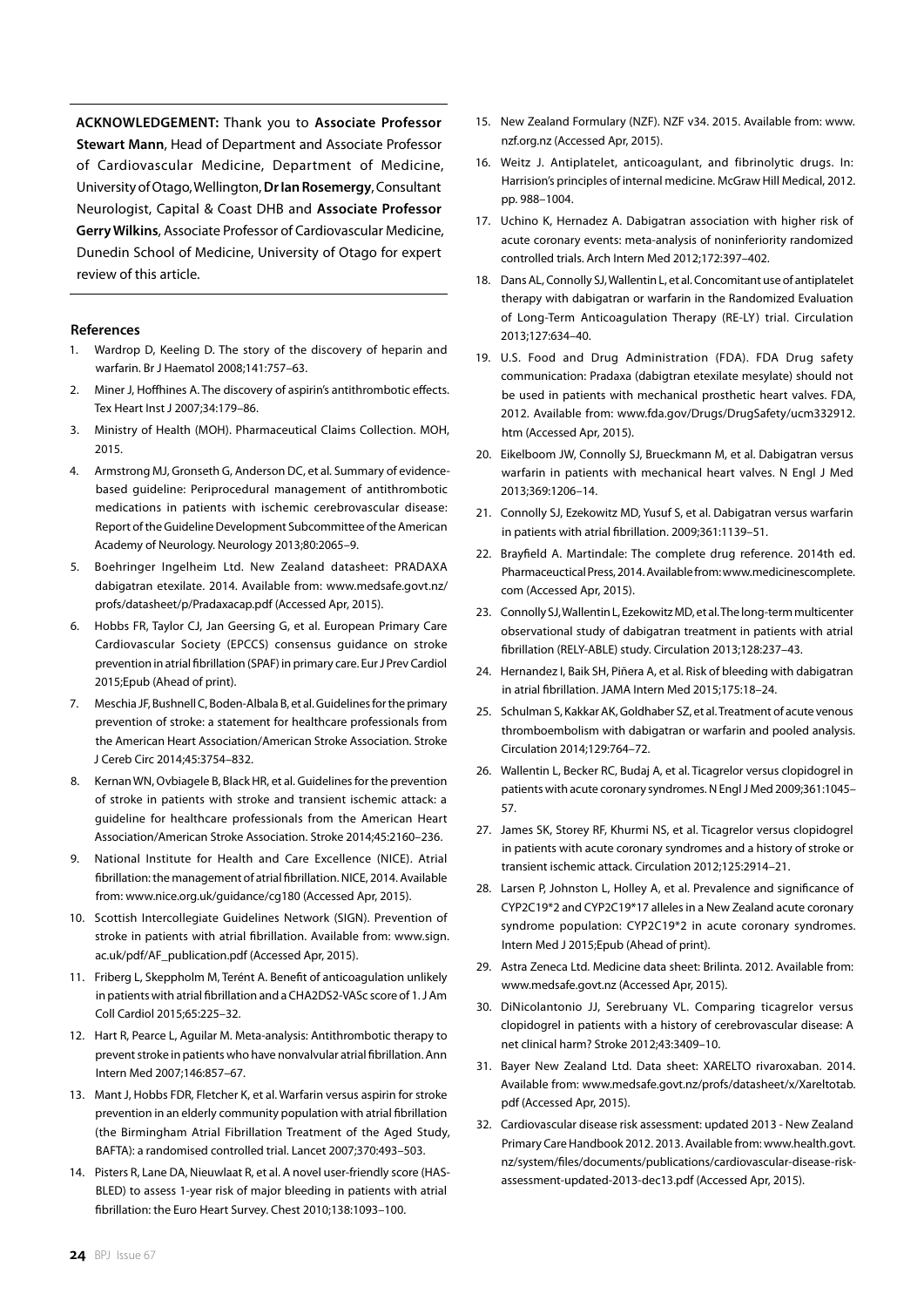**ACKNOWLEDGEMENT:** Thank you to **Associate Professor Stewart Mann**, Head of Department and Associate Professor of Cardiovascular Medicine, Department of Medicine, University of Otago, Wellington, **Dr Ian Rosemergy**, Consultant Neurologist, Capital & Coast DHB and **Associate Professor Gerry Wilkins**, Associate Professor of Cardiovascular Medicine, Dunedin School of Medicine, University of Otago for expert review of this article.

### References

1. Wardrop D, Keeling D. The story of the discovery of heparin and warfarin. Br J Haematol 2008;141:757–63.
2. Miner J, Hoffhines A. The discovery of aspirin's antithrombotic effects. Tex Heart Inst J 2007;34:179–86.
3. Ministry of Health (MOH). Pharmaceutical Claims Collection. MOH, 2015.
4. Armstrong MJ, Gronseth G, Anderson DC, et al. Summary of evidence-based guideline: Periprocedural management of antithrombotic medications in patients with ischemic cerebrovascular disease: Report of the Guideline Development Subcommittee of the American Academy of Neurology. Neurology 2013;80:2065–9.
5. Boehringer Ingelheim Ltd. New Zealand datasheet: PRADAXA dabigatran etexilate. 2014. Available from: www.medsafe.govt.nz/profs/datasheet/p/Pradaxacap.pdf (Accessed Apr, 2015).
6. Hobbs FR, Taylor CJ, Jan Geersing G, et al. European Primary Care Cardiovascular Society (EPCCS) consensus guidance on stroke prevention in atrial fibrillation (SPAF) in primary care. Eur J Prev Cardiol 2015;Epub (Ahead of print).
7. Meschia JF, Bushnell C, Boden-Albala B, et al. Guidelines for the primary prevention of stroke: a statement for healthcare professionals from the American Heart Association/American Stroke Association. Stroke J Cereb Circ 2014;45:3754–832.
8. Kernan WN, Ovbiagele B, Black HR, et al. Guidelines for the prevention of stroke in patients with stroke and transient ischemic attack: a guideline for healthcare professionals from the American Heart Association/American Stroke Association. Stroke 2014;45:2160–236.
9. National Institute for Health and Care Excellence (NICE). Atrial fibrillation: the management of atrial fibrillation. NICE, 2014. Available from: www.nice.org.uk/guidance/cg180 (Accessed Apr, 2015).
10. Scottish Intercollegiate Guidelines Network (SIGN). Prevention of stroke in patients with atrial fibrillation. Available from: www.sign.ac.uk/pdf/AF_publication.pdf (Accessed Apr, 2015).
11. Friberg L, Skeppholm M, Terént A. Benefit of anticoagulation unlikely in patients with atrial fibrillation and a CHA2DS2-VASc score of 1. J Am Coll Cardiol 2015;65:225–32.
12. Hart R, Pearce L, Aguilar M. Meta-analysis: Antithrombotic therapy to prevent stroke in patients who have nonvalvular atrial fibrillation. Ann Intern Med 2007;146:857–67.
13. Mant J, Hobbs FDR, Fletcher K, et al. Warfarin versus aspirin for stroke prevention in an elderly community population with atrial fibrillation (the Birmingham Atrial Fibrillation Treatment of the Aged Study, BAFTA): a randomised controlled trial. Lancet 2007;370:493–503.
14. Pisters R, Lane DA, Nieuwlaat R, et al. A novel user-friendly score (HAS-BLED) to assess 1-year risk of major bleeding in patients with atrial fibrillation: the Euro Heart Survey. Chest 2010;138:1093–100.
15. New Zealand Formulary (NZF). NZF v34. 2015. Available from: www.nzf.org.nz (Accessed Apr, 2015).
16. Weitz J. Antiplatelet, anticoagulant, and fibrinolytic drugs. In: Harrison's principles of internal medicine. McGraw Hill Medical, 2012. pp. 988–1004.
17. Uchino K, Hernadez A. Dabigatran association with higher risk of acute coronary events: meta-analysis of noninferiority randomized controlled trials. Arch Intern Med 2012;172:397–402.
18. Dans AL, Connolly SJ, Wallentin L, et al. Concomitant use of antiplatelet therapy with dabigatran or warfarin in the Randomized Evaluation of Long-Term Anticoagulation Therapy (RE-LY) trial. Circulation 2013;127:634–40.
19. U.S. Food and Drug Administration (FDA). FDA Drug safety communication: Pradaxa (dabigtran etexilate mesylate) should not be used in patients with mechanical prosthetic heart valves. FDA, 2012. Available from: www.fda.gov/Drugs/DrugSafety/ucm332912.htm (Accessed Apr, 2015).
20. Eikelboom JW, Connolly SJ, Brueckmann M, et al. Dabigatran versus warfarin in patients with mechanical heart valves. N Engl J Med 2013;369:1206–14.
21. Connolly SJ, Ezekowitz MD, Yusuf S, et al. Dabigatran versus warfarin in patients with atrial fibrillation. 2009;361:1139–51.
22. Brayfield A. Martindale: The complete drug reference. 2014th ed. Pharmaceuctical Press, 2014. Available from: www.medicinescomplete.com (Accessed Apr, 2015).
23. Connolly SJ, Wallentin L, Ezekowitz MD, et al. The long-term multicenter observational study of dabigatran treatment in patients with atrial fibrillation (RELY-ABLE) study. Circulation 2013;128:237–43.
24. Hernandez I, Baik SH, Piñera A, et al. Risk of bleeding with dabigatran in atrial fibrillation. JAMA Intern Med 2015;175:18–24.
25. Schulman S, Kakkar AK, Goldhaber SZ, et al. Treatment of acute venous thromboembolism with dabigatran or warfarin and pooled analysis. Circulation 2014;129:764–72.
26. Wallentin L, Becker RC, Budaj A, et al. Ticagrelor versus clopidogrel in patients with acute coronary syndromes. N Engl J Med 2009;361:1045–57.
27. James SK, Storey RF, Khurmi NS, et al. Ticagrelor versus clopidogrel in patients with acute coronary syndromes and a history of stroke or transient ischemic attack. Circulation 2012;125:2914–21.
28. Larsen P, Johnston L, Holley A, et al. Prevalence and significance of CYP2C19*2 and CYP2C19*17 alleles in a New Zealand acute coronary syndrome population: CYP2C19*2 in acute coronary syndromes. Intern Med J 2015;Epub (Ahead of print).
29. Astra Zeneca Ltd. Medicine data sheet: Brilinta. 2012. Available from: www.medsafe.govt.nz (Accessed Apr, 2015).
30. DiNicolantonio JJ, Serebruany VL. Comparing ticagrelor versus clopidogrel in patients with a history of cerebrovascular disease: A net clinical harm? Stroke 2012;43:3409–10.
31. Bayer New Zealand Ltd. Data sheet: XARELTO rivaroxaban. 2014. Available from: www.medsafe.govt.nz/profs/datasheet/x/Xareltotab.pdf (Accessed Apr, 2015).
32. Cardiovascular disease risk assessment: updated 2013 - New Zealand Primary Care Handbook 2012. 2013. Available from: www.health.govt.nz/system/files/documents/publications/cardiovascular-disease-risk-assessment-updated-2013-dec13.pdf (Accessed Apr, 2015).